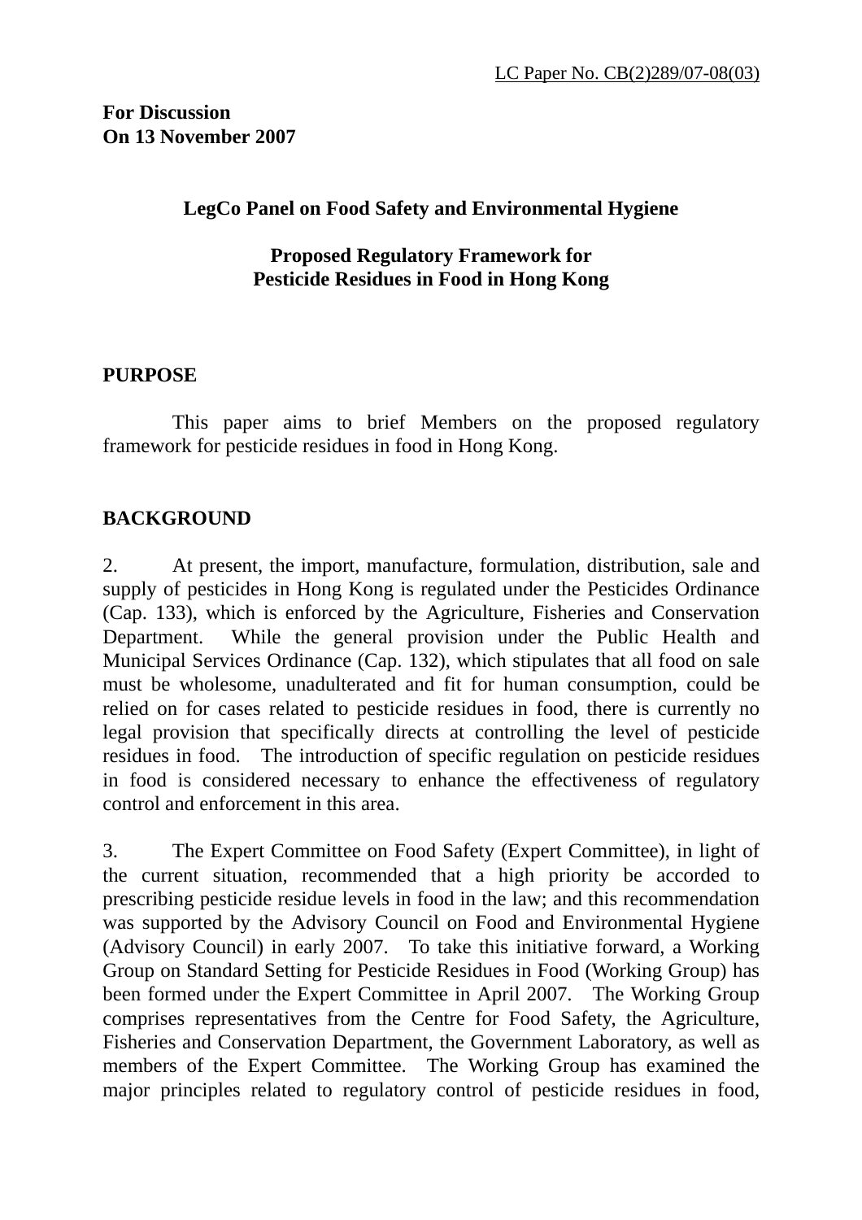LC Paper No. CB(2)289/07-08(03)

**For Discussion**
**On 13 November 2007**

**LegCo Panel on Food Safety and Environmental Hygiene**

**Proposed Regulatory Framework for**
**Pesticide Residues in Food in Hong Kong**

## PURPOSE

This paper aims to brief Members on the proposed regulatory framework for pesticide residues in food in Hong Kong.

## BACKGROUND

2. At present, the import, manufacture, formulation, distribution, sale and supply of pesticides in Hong Kong is regulated under the Pesticides Ordinance (Cap. 133), which is enforced by the Agriculture, Fisheries and Conservation Department. While the general provision under the Public Health and Municipal Services Ordinance (Cap. 132), which stipulates that all food on sale must be wholesome, unadulterated and fit for human consumption, could be relied on for cases related to pesticide residues in food, there is currently no legal provision that specifically directs at controlling the level of pesticide residues in food. The introduction of specific regulation on pesticide residues in food is considered necessary to enhance the effectiveness of regulatory control and enforcement in this area.

3. The Expert Committee on Food Safety (Expert Committee), in light of the current situation, recommended that a high priority be accorded to prescribing pesticide residue levels in food in the law; and this recommendation was supported by the Advisory Council on Food and Environmental Hygiene (Advisory Council) in early 2007. To take this initiative forward, a Working Group on Standard Setting for Pesticide Residues in Food (Working Group) has been formed under the Expert Committee in April 2007. The Working Group comprises representatives from the Centre for Food Safety, the Agriculture, Fisheries and Conservation Department, the Government Laboratory, as well as members of the Expert Committee. The Working Group has examined the major principles related to regulatory control of pesticide residues in food,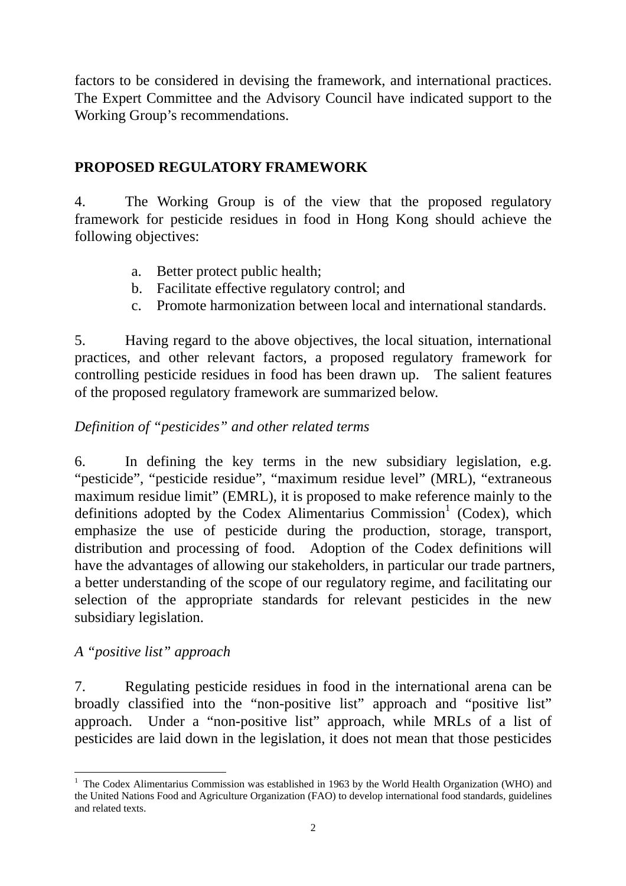factors to be considered in devising the framework, and international practices. The Expert Committee and the Advisory Council have indicated support to the Working Group's recommendations.

## PROPOSED REGULATORY FRAMEWORK

4. The Working Group is of the view that the proposed regulatory framework for pesticide residues in food in Hong Kong should achieve the following objectives:

a. Better protect public health;
b. Facilitate effective regulatory control; and
c. Promote harmonization between local and international standards.

5. Having regard to the above objectives, the local situation, international practices, and other relevant factors, a proposed regulatory framework for controlling pesticide residues in food has been drawn up. The salient features of the proposed regulatory framework are summarized below.

*Definition of "pesticides" and other related terms*

6. In defining the key terms in the new subsidiary legislation, e.g. "pesticide", "pesticide residue", "maximum residue level" (MRL), "extraneous maximum residue limit" (EMRL), it is proposed to make reference mainly to the definitions adopted by the Codex Alimentarius Commission[1] (Codex), which emphasize the use of pesticide during the production, storage, transport, distribution and processing of food. Adoption of the Codex definitions will have the advantages of allowing our stakeholders, in particular our trade partners, a better understanding of the scope of our regulatory regime, and facilitating our selection of the appropriate standards for relevant pesticides in the new subsidiary legislation.

*A "positive list" approach*

7. Regulating pesticide residues in food in the international arena can be broadly classified into the "non-positive list" approach and "positive list" approach. Under a "non-positive list" approach, while MRLs of a list of pesticides are laid down in the legislation, it does not mean that those pesticides

---

[1] The Codex Alimentarius Commission was established in 1963 by the World Health Organization (WHO) and the United Nations Food and Agriculture Organization (FAO) to develop international food standards, guidelines and related texts.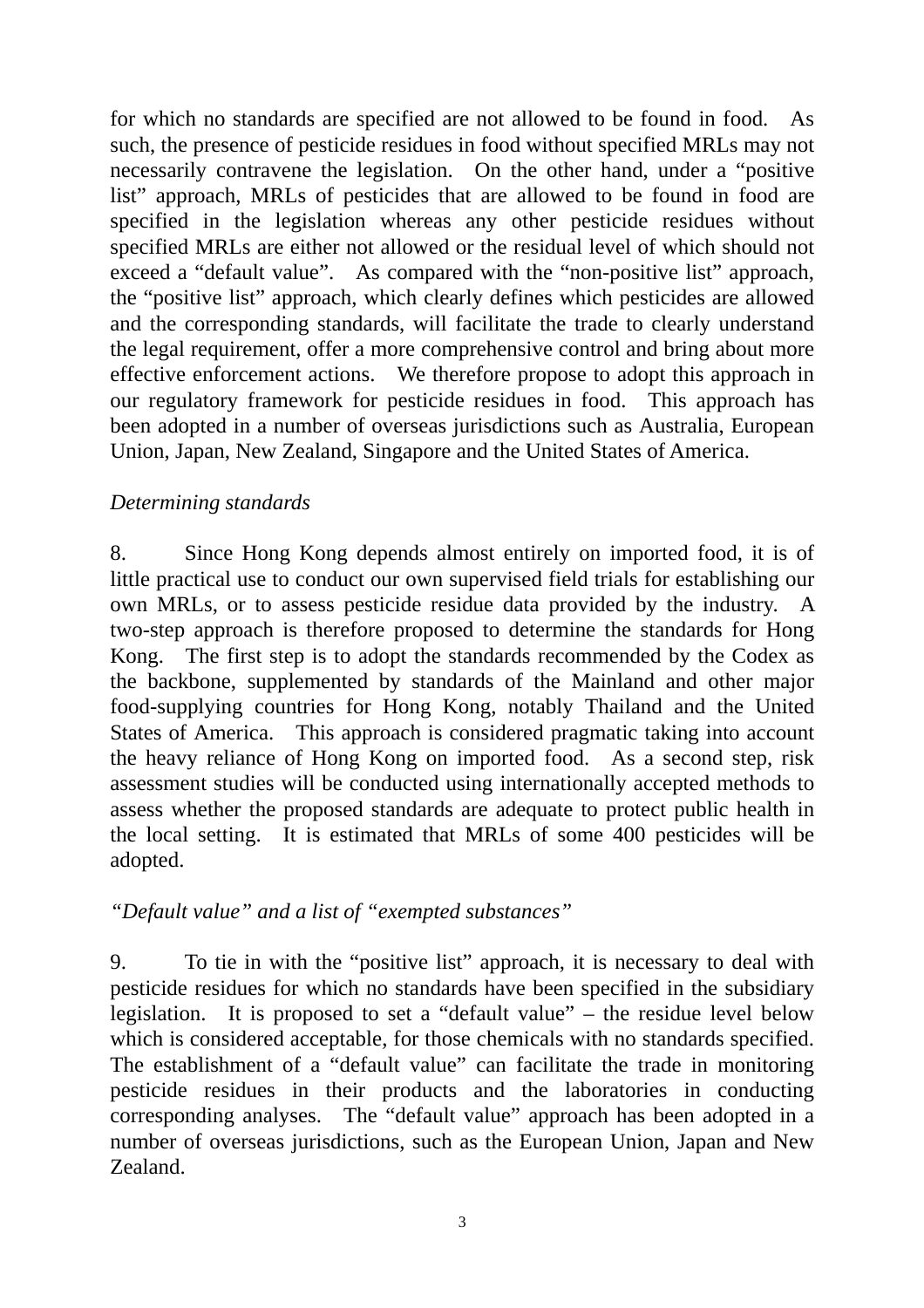for which no standards are specified are not allowed to be found in food. As such, the presence of pesticide residues in food without specified MRLs may not necessarily contravene the legislation. On the other hand, under a "positive list" approach, MRLs of pesticides that are allowed to be found in food are specified in the legislation whereas any other pesticide residues without specified MRLs are either not allowed or the residual level of which should not exceed a "default value". As compared with the "non-positive list" approach, the "positive list" approach, which clearly defines which pesticides are allowed and the corresponding standards, will facilitate the trade to clearly understand the legal requirement, offer a more comprehensive control and bring about more effective enforcement actions. We therefore propose to adopt this approach in our regulatory framework for pesticide residues in food. This approach has been adopted in a number of overseas jurisdictions such as Australia, European Union, Japan, New Zealand, Singapore and the United States of America.

*Determining standards*

8. Since Hong Kong depends almost entirely on imported food, it is of little practical use to conduct our own supervised field trials for establishing our own MRLs, or to assess pesticide residue data provided by the industry. A two-step approach is therefore proposed to determine the standards for Hong Kong. The first step is to adopt the standards recommended by the Codex as the backbone, supplemented by standards of the Mainland and other major food-supplying countries for Hong Kong, notably Thailand and the United States of America. This approach is considered pragmatic taking into account the heavy reliance of Hong Kong on imported food. As a second step, risk assessment studies will be conducted using internationally accepted methods to assess whether the proposed standards are adequate to protect public health in the local setting. It is estimated that MRLs of some 400 pesticides will be adopted.

*"Default value" and a list of "exempted substances"*

9. To tie in with the "positive list" approach, it is necessary to deal with pesticide residues for which no standards have been specified in the subsidiary legislation. It is proposed to set a "default value" – the residue level below which is considered acceptable, for those chemicals with no standards specified. The establishment of a "default value" can facilitate the trade in monitoring pesticide residues in their products and the laboratories in conducting corresponding analyses. The "default value" approach has been adopted in a number of overseas jurisdictions, such as the European Union, Japan and New Zealand.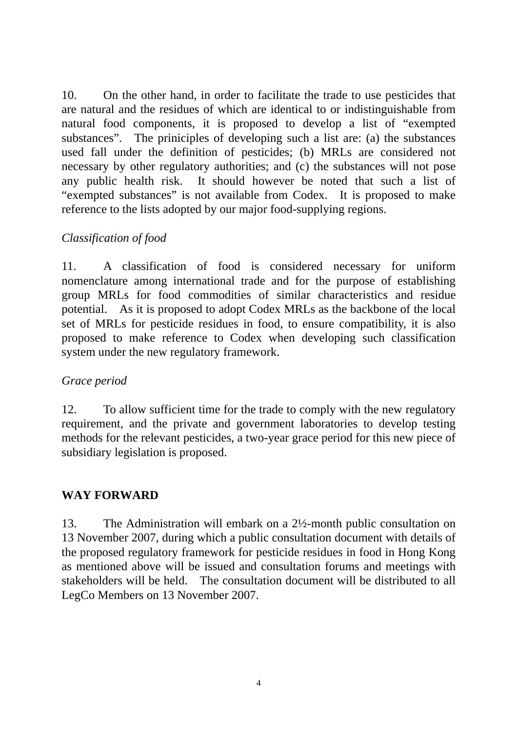10. On the other hand, in order to facilitate the trade to use pesticides that are natural and the residues of which are identical to or indistinguishable from natural food components, it is proposed to develop a list of "exempted substances". The priniciples of developing such a list are: (a) the substances used fall under the definition of pesticides; (b) MRLs are considered not necessary by other regulatory authorities; and (c) the substances will not pose any public health risk. It should however be noted that such a list of "exempted substances" is not available from Codex. It is proposed to make reference to the lists adopted by our major food-supplying regions.

*Classification of food*

11. A classification of food is considered necessary for uniform nomenclature among international trade and for the purpose of establishing group MRLs for food commodities of similar characteristics and residue potential. As it is proposed to adopt Codex MRLs as the backbone of the local set of MRLs for pesticide residues in food, to ensure compatibility, it is also proposed to make reference to Codex when developing such classification system under the new regulatory framework.

*Grace period*

12. To allow sufficient time for the trade to comply with the new regulatory requirement, and the private and government laboratories to develop testing methods for the relevant pesticides, a two-year grace period for this new piece of subsidiary legislation is proposed.

## WAY FORWARD

13. The Administration will embark on a 2½-month public consultation on 13 November 2007, during which a public consultation document with details of the proposed regulatory framework for pesticide residues in food in Hong Kong as mentioned above will be issued and consultation forums and meetings with stakeholders will be held. The consultation document will be distributed to all LegCo Members on 13 November 2007.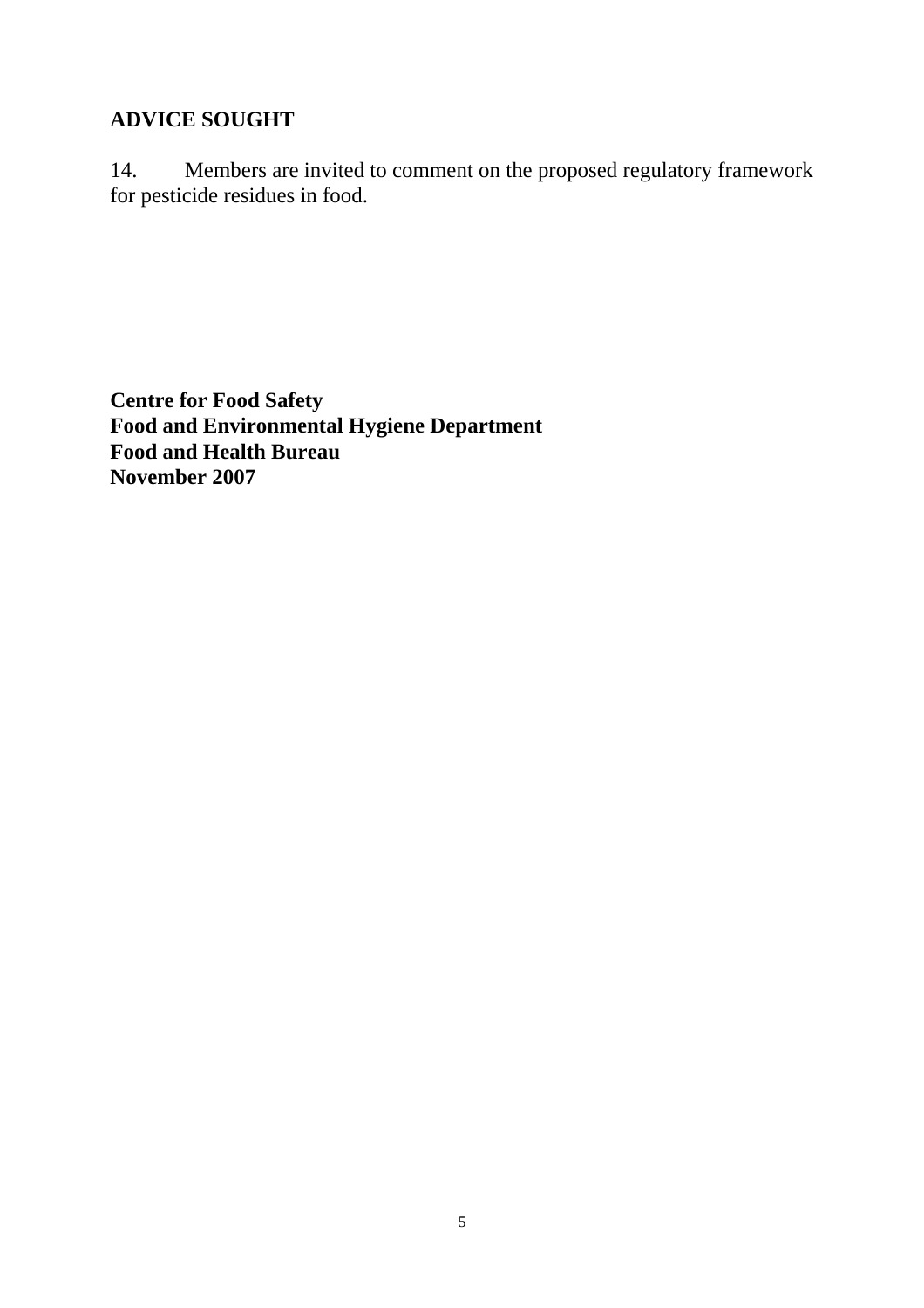## ADVICE SOUGHT

14. Members are invited to comment on the proposed regulatory framework for pesticide residues in food.

**Centre for Food Safety**
**Food and Environmental Hygiene Department**
**Food and Health Bureau**
**November 2007**